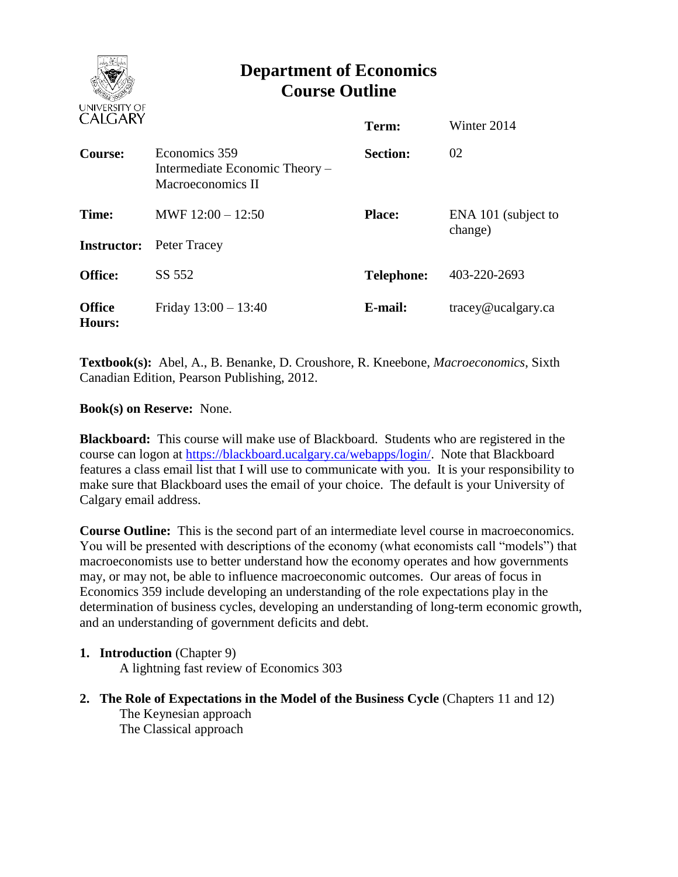# Department of Economics
# Course Outline

| | | | |
|---|---|---|---|
| | | **Term:** | Winter 2014 |
| **Course:** | Economics 359 Intermediate Economic Theory – Macroeconomics II | **Section:** | 02 |
| **Time:** | MWF 12:00 – 12:50 | **Place:** | ENA 101 (subject to change) |
| **Instructor:** | Peter Tracey | | |
| **Office:** | SS 552 | **Telephone:** | 403-220-2693 |
| **Office Hours:** | Friday 13:00 – 13:40 | **E-mail:** | tracey@ucalgary.ca |

**Textbook(s):** Abel, A., B. Benanke, D. Croushore, R. Kneebone, *Macroeconomics*, Sixth Canadian Edition, Pearson Publishing, 2012.

**Book(s) on Reserve:** None.

**Blackboard:** This course will make use of Blackboard. Students who are registered in the course can logon at https://blackboard.ucalgary.ca/webapps/login/. Note that Blackboard features a class email list that I will use to communicate with you. It is your responsibility to make sure that Blackboard uses the email of your choice. The default is your University of Calgary email address.

**Course Outline:** This is the second part of an intermediate level course in macroeconomics. You will be presented with descriptions of the economy (what economists call "models") that macroeconomists use to better understand how the economy operates and how governments may, or may not, be able to influence macroeconomic outcomes. Our areas of focus in Economics 359 include developing an understanding of the role expectations play in the determination of business cycles, developing an understanding of long-term economic growth, and an understanding of government deficits and debt.

1. **Introduction** (Chapter 9)
   A lightning fast review of Economics 303

2. **The Role of Expectations in the Model of the Business Cycle** (Chapters 11 and 12)
   The Keynesian approach
   The Classical approach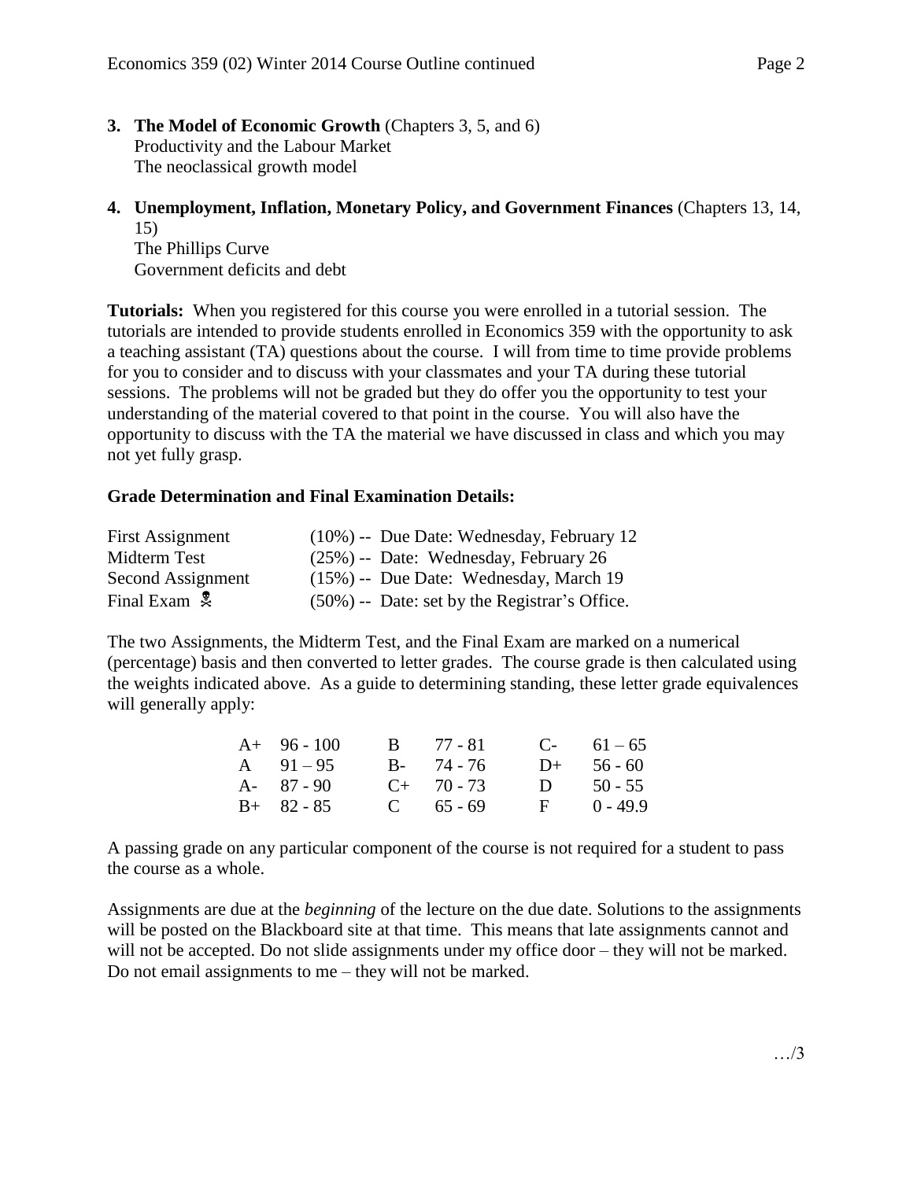3. **The Model of Economic Growth** (Chapters 3, 5, and 6)
   Productivity and the Labour Market
   The neoclassical growth model

4. **Unemployment, Inflation, Monetary Policy, and Government Finances** (Chapters 13, 14, 15)
   The Phillips Curve
   Government deficits and debt

**Tutorials:** When you registered for this course you were enrolled in a tutorial session. The tutorials are intended to provide students enrolled in Economics 359 with the opportunity to ask a teaching assistant (TA) questions about the course. I will from time to time provide problems for you to consider and to discuss with your classmates and your TA during these tutorial sessions. The problems will not be graded but they do offer you the opportunity to test your understanding of the material covered to that point in the course. You will also have the opportunity to discuss with the TA the material we have discussed in class and which you may not yet fully grasp.

**Grade Determination and Final Examination Details:**

| | |
|---|---|
| First Assignment | (10%) -- Due Date: Wednesday, February 12 |
| Midterm Test | (25%) -- Date: Wednesday, February 26 |
| Second Assignment | (15%) -- Due Date: Wednesday, March 19 |
| Final Exam ☠ | (50%) -- Date: set by the Registrar's Office. |

The two Assignments, the Midterm Test, and the Final Exam are marked on a numerical (percentage) basis and then converted to letter grades. The course grade is then calculated using the weights indicated above. As a guide to determining standing, these letter grade equivalences will generally apply:

| | | | | | |
|---|---|---|---|---|---|
| A+ | 96 - 100 | B | 77 - 81 | C- | 61 – 65 |
| A | 91 – 95 | B- | 74 - 76 | D+ | 56 - 60 |
| A- | 87 - 90 | C+ | 70 - 73 | D | 50 - 55 |
| B+ | 82 - 85 | C | 65 - 69 | F | 0 - 49.9 |

A passing grade on any particular component of the course is not required for a student to pass the course as a whole.

Assignments are due at the *beginning* of the lecture on the due date. Solutions to the assignments will be posted on the Blackboard site at that time. This means that late assignments cannot and will not be accepted. Do not slide assignments under my office door – they will not be marked. Do not email assignments to me – they will not be marked.

…/3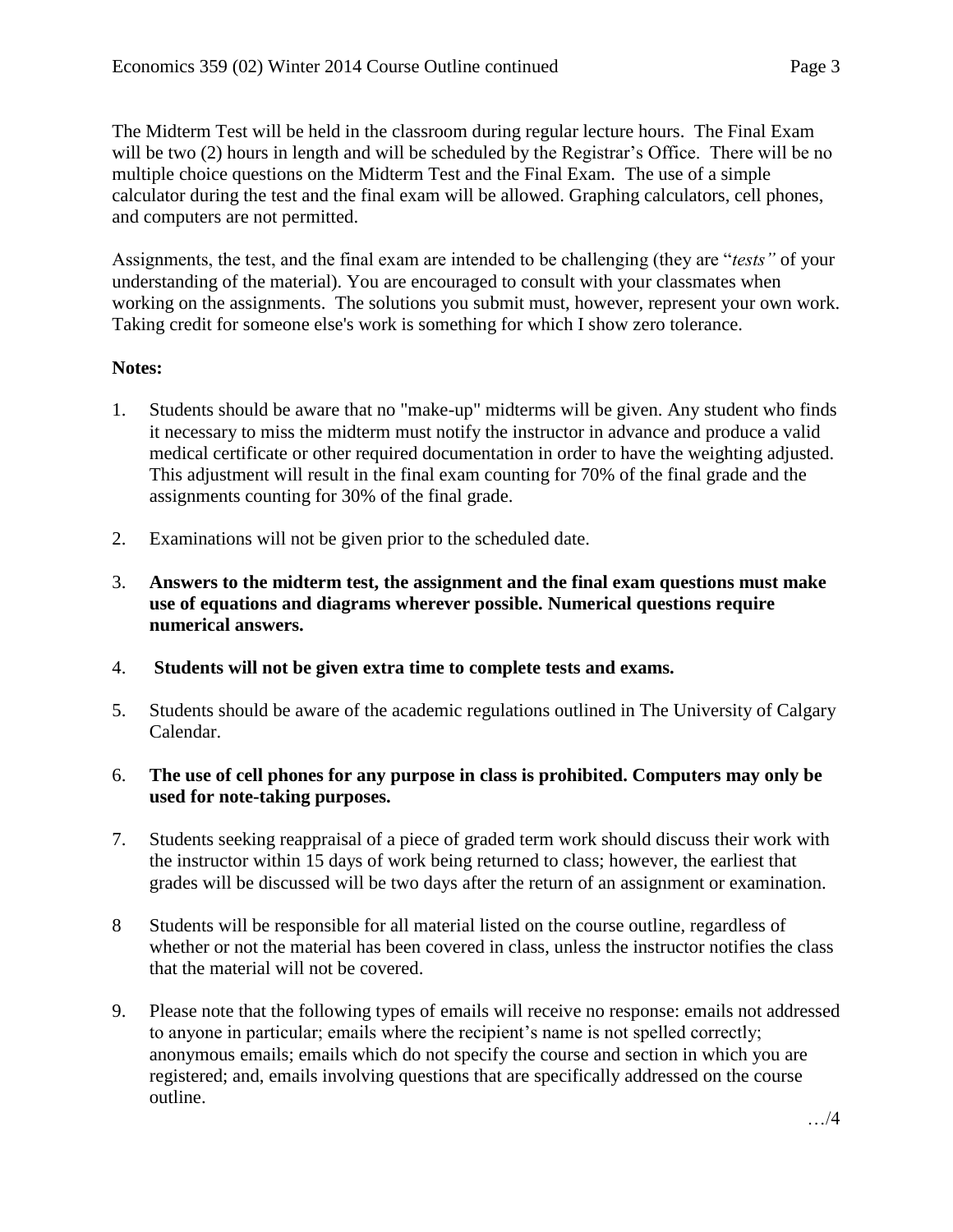The Midterm Test will be held in the classroom during regular lecture hours. The Final Exam will be two (2) hours in length and will be scheduled by the Registrar's Office. There will be no multiple choice questions on the Midterm Test and the Final Exam. The use of a simple calculator during the test and the final exam will be allowed. Graphing calculators, cell phones, and computers are not permitted.

Assignments, the test, and the final exam are intended to be challenging (they are "*tests"* of your understanding of the material). You are encouraged to consult with your classmates when working on the assignments. The solutions you submit must, however, represent your own work. Taking credit for someone else's work is something for which I show zero tolerance.

**Notes:**

1. Students should be aware that no "make-up" midterms will be given. Any student who finds it necessary to miss the midterm must notify the instructor in advance and produce a valid medical certificate or other required documentation in order to have the weighting adjusted. This adjustment will result in the final exam counting for 70% of the final grade and the assignments counting for 30% of the final grade.

2. Examinations will not be given prior to the scheduled date.

3. **Answers to the midterm test, the assignment and the final exam questions must make use of equations and diagrams wherever possible. Numerical questions require numerical answers.**

4. **Students will not be given extra time to complete tests and exams.**

5. Students should be aware of the academic regulations outlined in The University of Calgary Calendar.

6. **The use of cell phones for any purpose in class is prohibited. Computers may only be used for note-taking purposes.**

7. Students seeking reappraisal of a piece of graded term work should discuss their work with the instructor within 15 days of work being returned to class; however, the earliest that grades will be discussed will be two days after the return of an assignment or examination.

8. Students will be responsible for all material listed on the course outline, regardless of whether or not the material has been covered in class, unless the instructor notifies the class that the material will not be covered.

9. Please note that the following types of emails will receive no response: emails not addressed to anyone in particular; emails where the recipient's name is not spelled correctly; anonymous emails; emails which do not specify the course and section in which you are registered; and, emails involving questions that are specifically addressed on the course outline.

…/4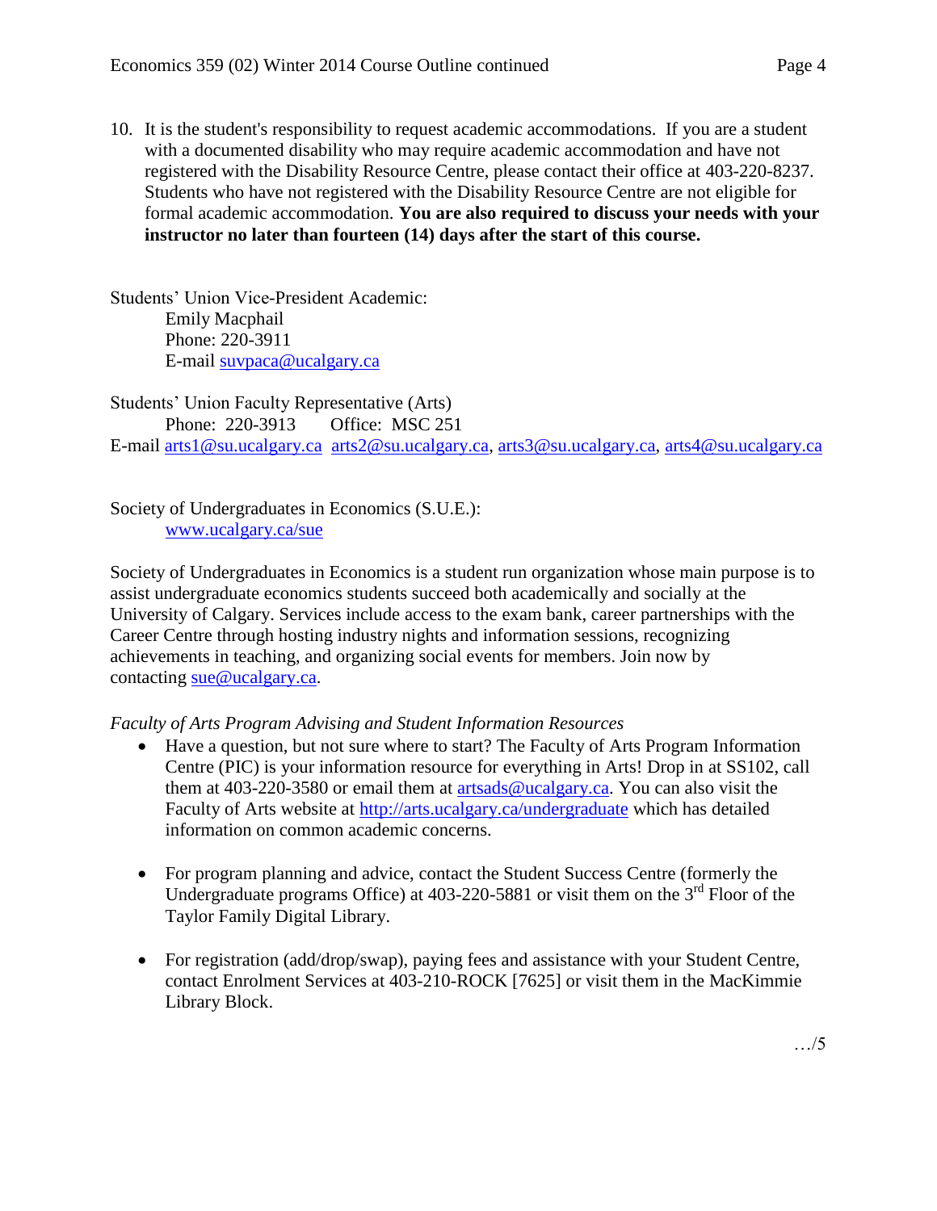10. It is the student's responsibility to request academic accommodations. If you are a student with a documented disability who may require academic accommodation and have not registered with the Disability Resource Centre, please contact their office at 403-220-8237. Students who have not registered with the Disability Resource Centre are not eligible for formal academic accommodation. **You are also required to discuss your needs with your instructor no later than fourteen (14) days after the start of this course.**

Students' Union Vice-President Academic:
Emily Macphail
Phone: 220-3911
E-mail suvpaca@ucalgary.ca

Students' Union Faculty Representative (Arts)
Phone: 220-3913 Office: MSC 251
E-mail arts1@su.ucalgary.ca arts2@su.ucalgary.ca, arts3@su.ucalgary.ca, arts4@su.ucalgary.ca

Society of Undergraduates in Economics (S.U.E.):
www.ucalgary.ca/sue

Society of Undergraduates in Economics is a student run organization whose main purpose is to assist undergraduate economics students succeed both academically and socially at the University of Calgary. Services include access to the exam bank, career partnerships with the Career Centre through hosting industry nights and information sessions, recognizing achievements in teaching, and organizing social events for members. Join now by contacting sue@ucalgary.ca.

*Faculty of Arts Program Advising and Student Information Resources*

- Have a question, but not sure where to start? The Faculty of Arts Program Information Centre (PIC) is your information resource for everything in Arts! Drop in at SS102, call them at 403-220-3580 or email them at artsads@ucalgary.ca. You can also visit the Faculty of Arts website at http://arts.ucalgary.ca/undergraduate which has detailed information on common academic concerns.

- For program planning and advice, contact the Student Success Centre (formerly the Undergraduate programs Office) at 403-220-5881 or visit them on the 3rd Floor of the Taylor Family Digital Library.

- For registration (add/drop/swap), paying fees and assistance with your Student Centre, contact Enrolment Services at 403-210-ROCK [7625] or visit them in the MacKimmie Library Block.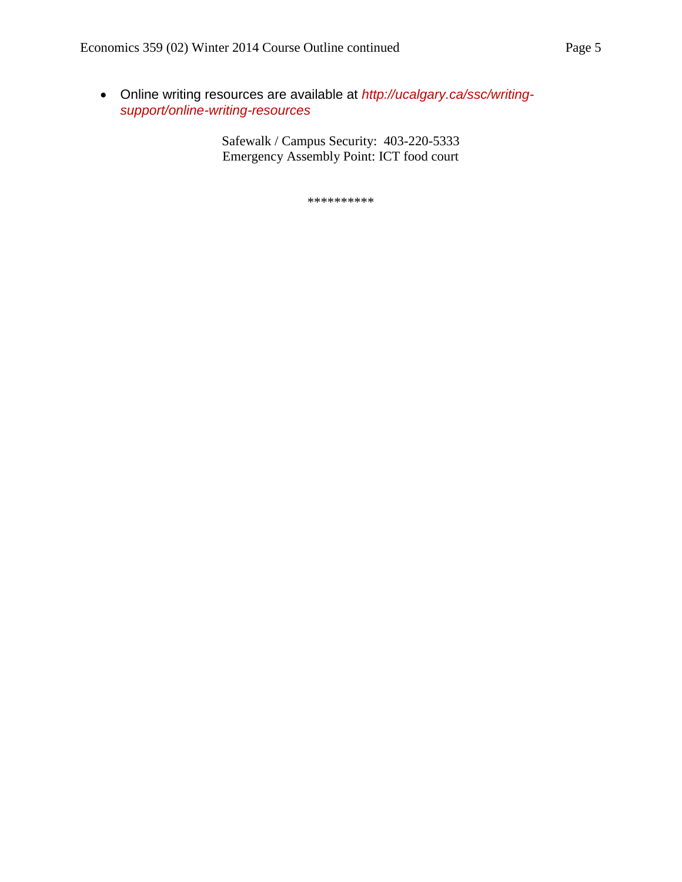- Online writing resources are available at *http://ucalgary.ca/ssc/writing-support/online-writing-resources*

Safewalk / Campus Security: 403-220-5333
Emergency Assembly Point: ICT food court

**********